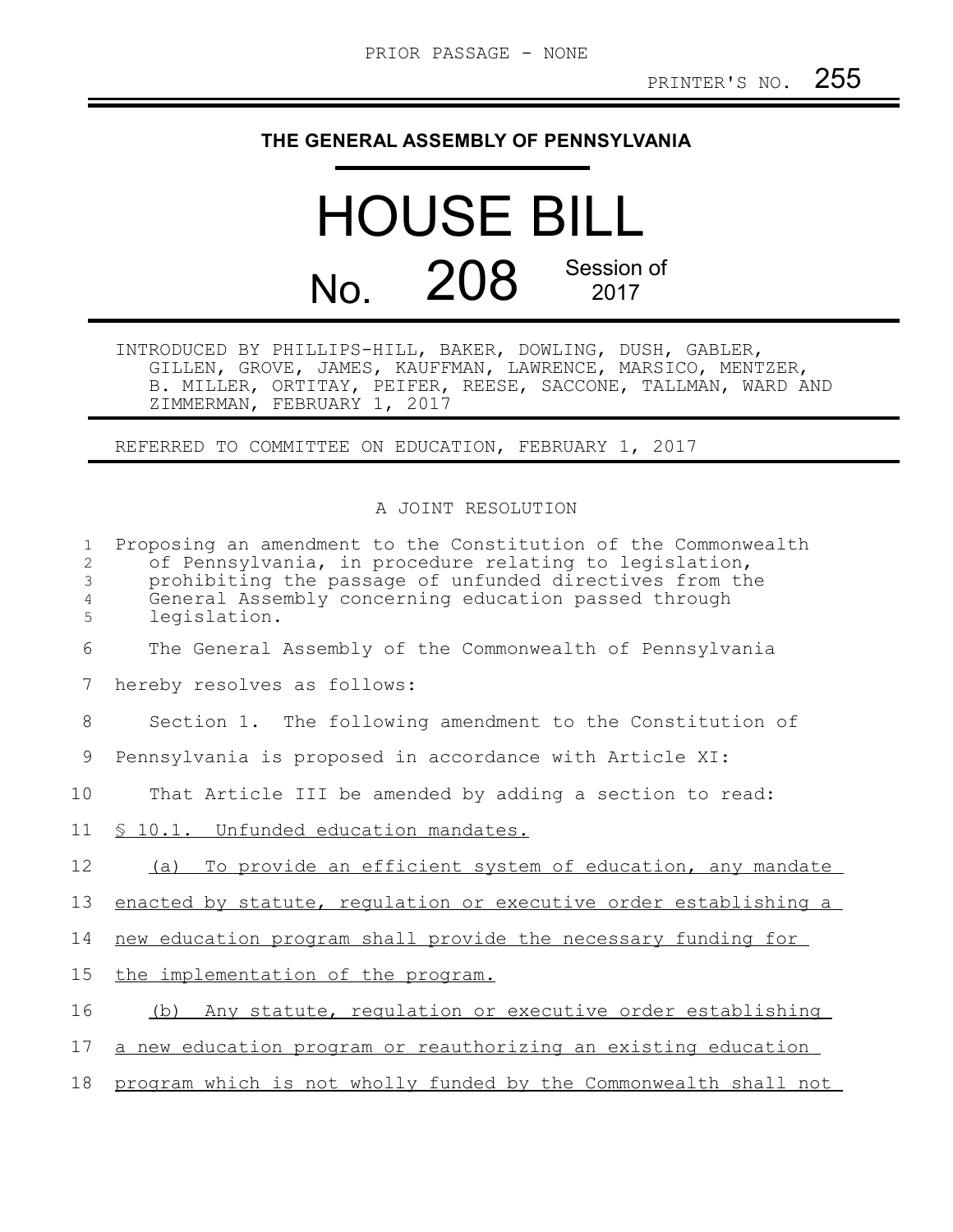PRIOR PASSAGE - NONE

PRINTER'S NO. 255

# THE GENERAL ASSEMBLY OF PENNSYLVANIA

# HOUSE BILL

# No. 208 Session of 2017

INTRODUCED BY PHILLIPS-HILL, BAKER, DOWLING, DUSH, GABLER, GILLEN, GROVE, JAMES, KAUFFMAN, LAWRENCE, MARSICO, MENTZER, B. MILLER, ORTITAY, PEIFER, REESE, SACCONE, TALLMAN, WARD AND ZIMMERMAN, FEBRUARY 1, 2017

REFERRED TO COMMITTEE ON EDUCATION, FEBRUARY 1, 2017

A JOINT RESOLUTION

Proposing an amendment to the Constitution of the Commonwealth of Pennsylvania, in procedure relating to legislation, prohibiting the passage of unfunded directives from the General Assembly concerning education passed through legislation.

The General Assembly of the Commonwealth of Pennsylvania hereby resolves as follows:

Section 1. The following amendment to the Constitution of Pennsylvania is proposed in accordance with Article XI:

That Article III be amended by adding a section to read:

§ 10.1. Unfunded education mandates.

(a) To provide an efficient system of education, any mandate enacted by statute, regulation or executive order establishing a new education program shall provide the necessary funding for the implementation of the program.

(b) Any statute, regulation or executive order establishing a new education program or reauthorizing an existing education program which is not wholly funded by the Commonwealth shall not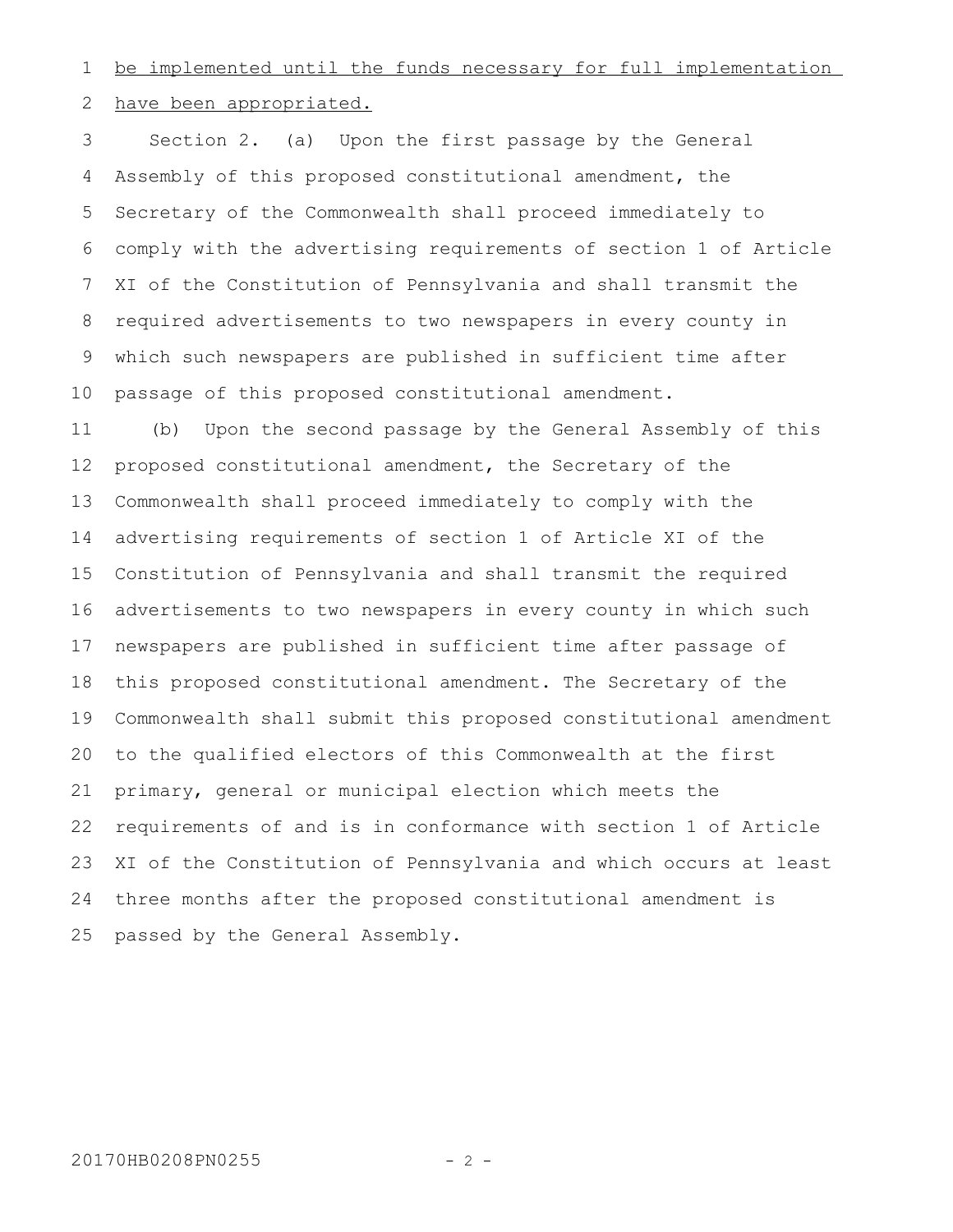<u>be implemented until the funds necessary for full implementation have been appropriated.</u>

Section 2. (a) Upon the first passage by the General Assembly of this proposed constitutional amendment, the Secretary of the Commonwealth shall proceed immediately to comply with the advertising requirements of section 1 of Article XI of the Constitution of Pennsylvania and shall transmit the required advertisements to two newspapers in every county in which such newspapers are published in sufficient time after passage of this proposed constitutional amendment.

(b) Upon the second passage by the General Assembly of this proposed constitutional amendment, the Secretary of the Commonwealth shall proceed immediately to comply with the advertising requirements of section 1 of Article XI of the Constitution of Pennsylvania and shall transmit the required advertisements to two newspapers in every county in which such newspapers are published in sufficient time after passage of this proposed constitutional amendment. The Secretary of the Commonwealth shall submit this proposed constitutional amendment to the qualified electors of this Commonwealth at the first primary, general or municipal election which meets the requirements of and is in conformance with section 1 of Article XI of the Constitution of Pennsylvania and which occurs at least three months after the proposed constitutional amendment is passed by the General Assembly.